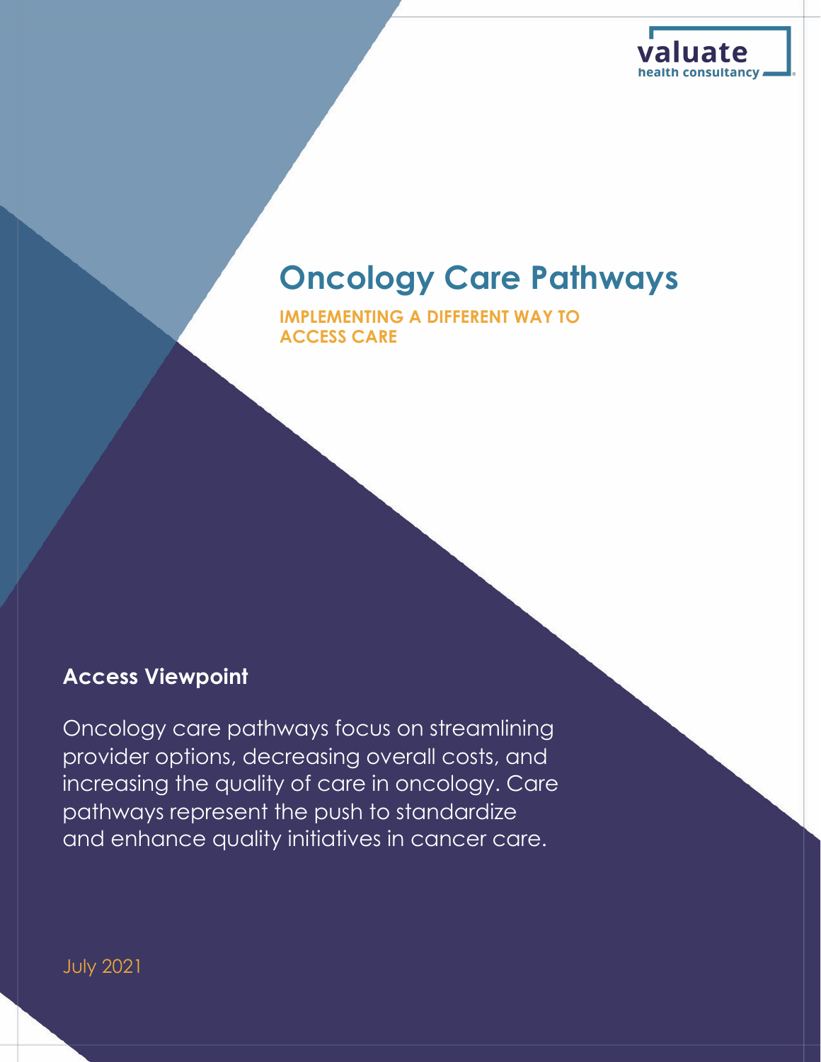valuate
health consultancy

# Oncology Care Pathways

**IMPLEMENTING A DIFFERENT WAY TO ACCESS CARE**

## Access Viewpoint

Oncology care pathways focus on streamlining provider options, decreasing overall costs, and increasing the quality of care in oncology. Care pathways represent the push to standardize and enhance quality initiatives in cancer care.

July 2021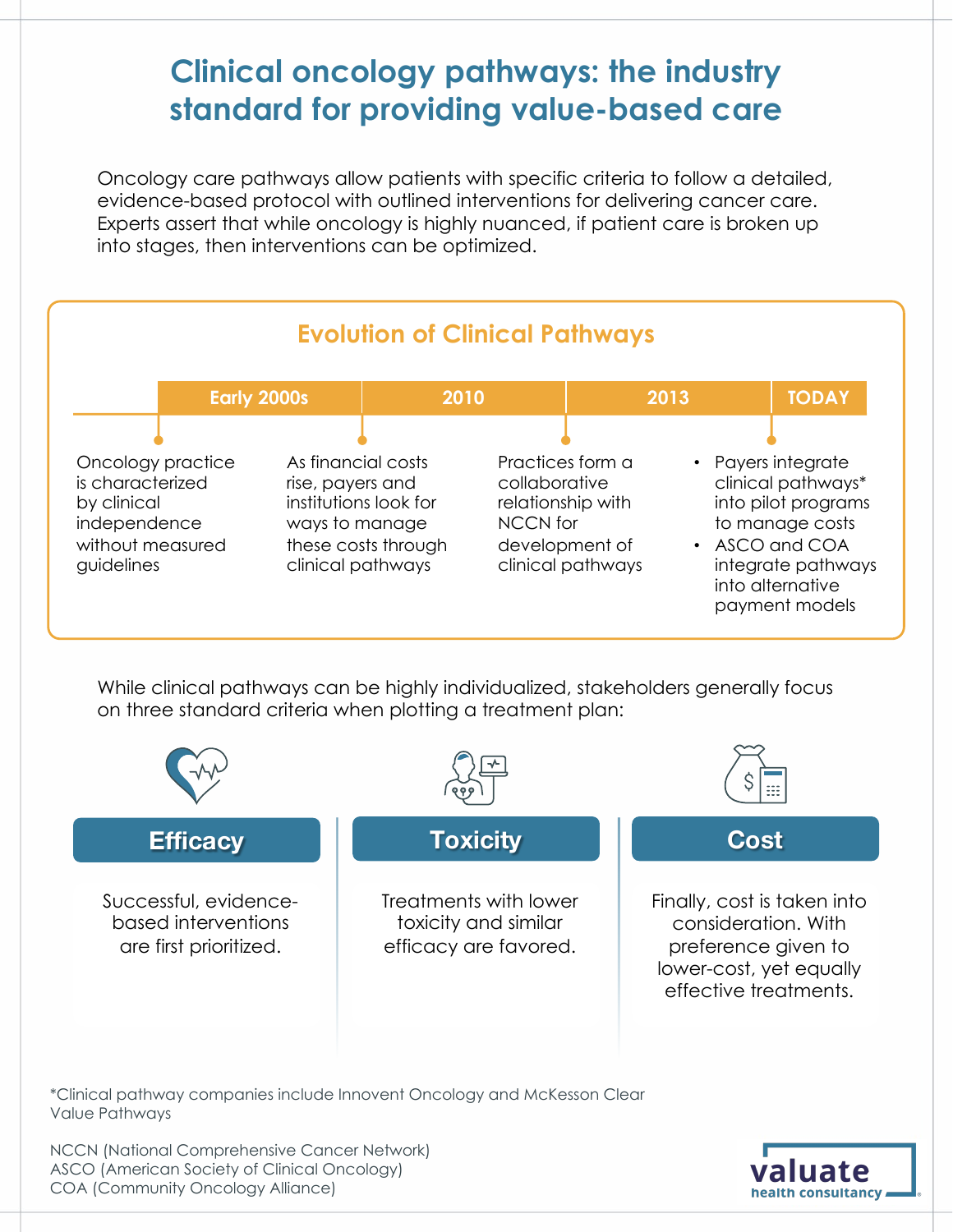# Clinical oncology pathways: the industry standard for providing value-based care

Oncology care pathways allow patients with specific criteria to follow a detailed, evidence-based protocol with outlined interventions for delivering cancer care. Experts assert that while oncology is highly nuanced, if patient care is broken up into stages, then interventions can be optimized.

## Evolution of Clinical Pathways

**Early 2000s**

Oncology practice is characterized by clinical independence without measured guidelines

**2010**

As financial costs rise, payers and institutions look for ways to manage these costs through clinical pathways

**2013**

Practices form a collaborative relationship with NCCN for development of clinical pathways

**TODAY**

- Payers integrate clinical pathways* into pilot programs to manage costs
- ASCO and COA integrate pathways into alternative payment models

While clinical pathways can be highly individualized, stakeholders generally focus on three standard criteria when plotting a treatment plan:

### Efficacy

Successful, evidence-based interventions are first prioritized.

### Toxicity

Treatments with lower toxicity and similar efficacy are favored.

### Cost

Finally, cost is taken into consideration. With preference given to lower-cost, yet equally effective treatments.

*Clinical pathway companies include Innovent Oncology and McKesson Clear Value Pathways

NCCN (National Comprehensive Cancer Network)
ASCO (American Society of Clinical Oncology)
COA (Community Oncology Alliance)

valuate health consultancy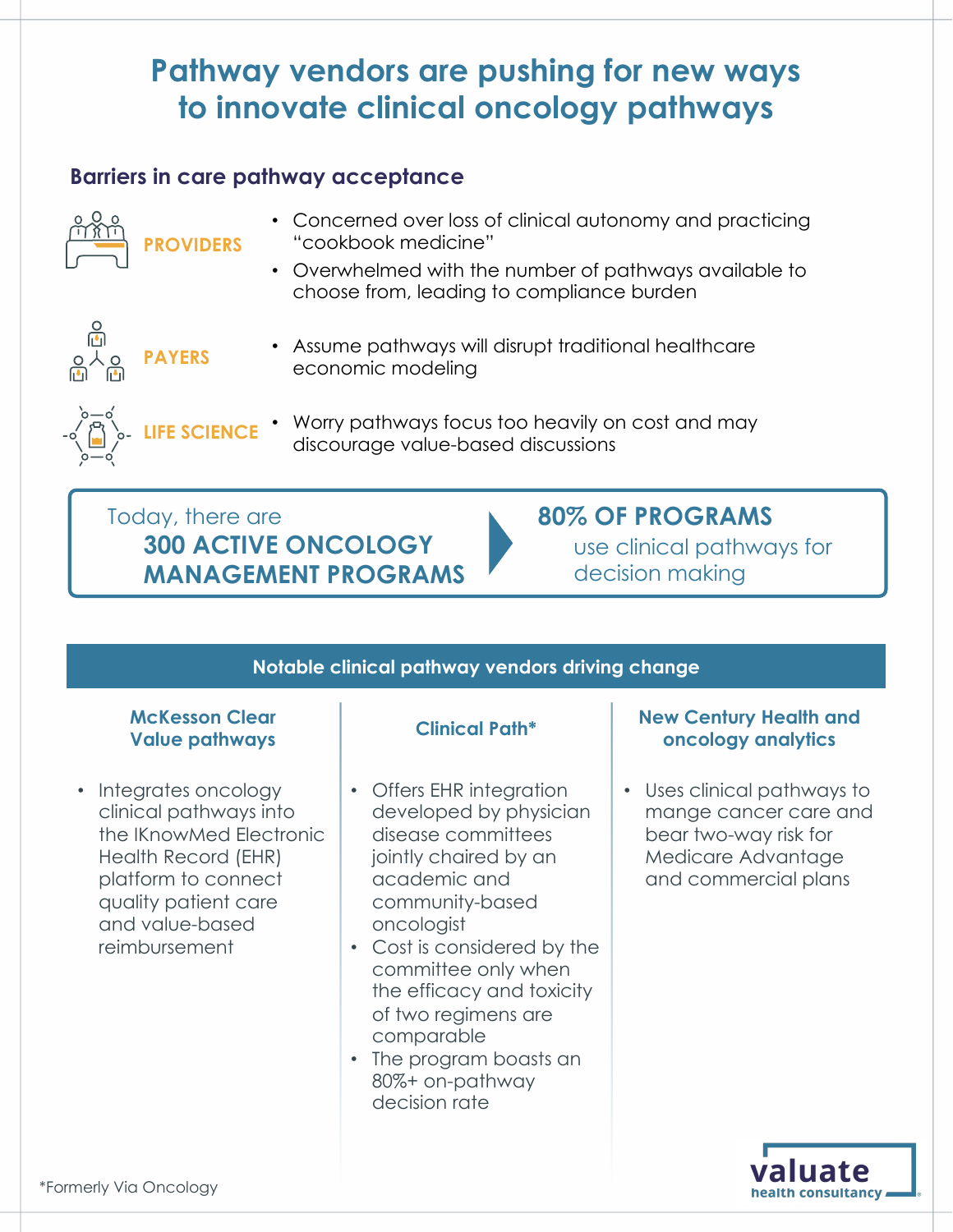# Pathway vendors are pushing for new ways to innovate clinical oncology pathways

## Barriers in care pathway acceptance

**PROVIDERS**

- Concerned over loss of clinical autonomy and practicing "cookbook medicine"
- Overwhelmed with the number of pathways available to choose from, leading to compliance burden

**PAYERS**

- Assume pathways will disrupt traditional healthcare economic modeling

**LIFE SCIENCE**

- Worry pathways focus too heavily on cost and may discourage value-based discussions

Today, there are **300 ACTIVE ONCOLOGY MANAGEMENT PROGRAMS** → **80% OF PROGRAMS** use clinical pathways for decision making

## Notable clinical pathway vendors driving change

### McKesson Clear Value pathways

- Integrates oncology clinical pathways into the IKnowMed Electronic Health Record (EHR) platform to connect quality patient care and value-based reimbursement

### Clinical Path*

- Offers EHR integration developed by physician disease committees jointly chaired by an academic and community-based oncologist
- Cost is considered by the committee only when the efficacy and toxicity of two regimens are comparable
- The program boasts an 80%+ on-pathway decision rate

### New Century Health and oncology analytics

- Uses clinical pathways to mange cancer care and bear two-way risk for Medicare Advantage and commercial plans

*Formerly Via Oncology

valuate health consultancy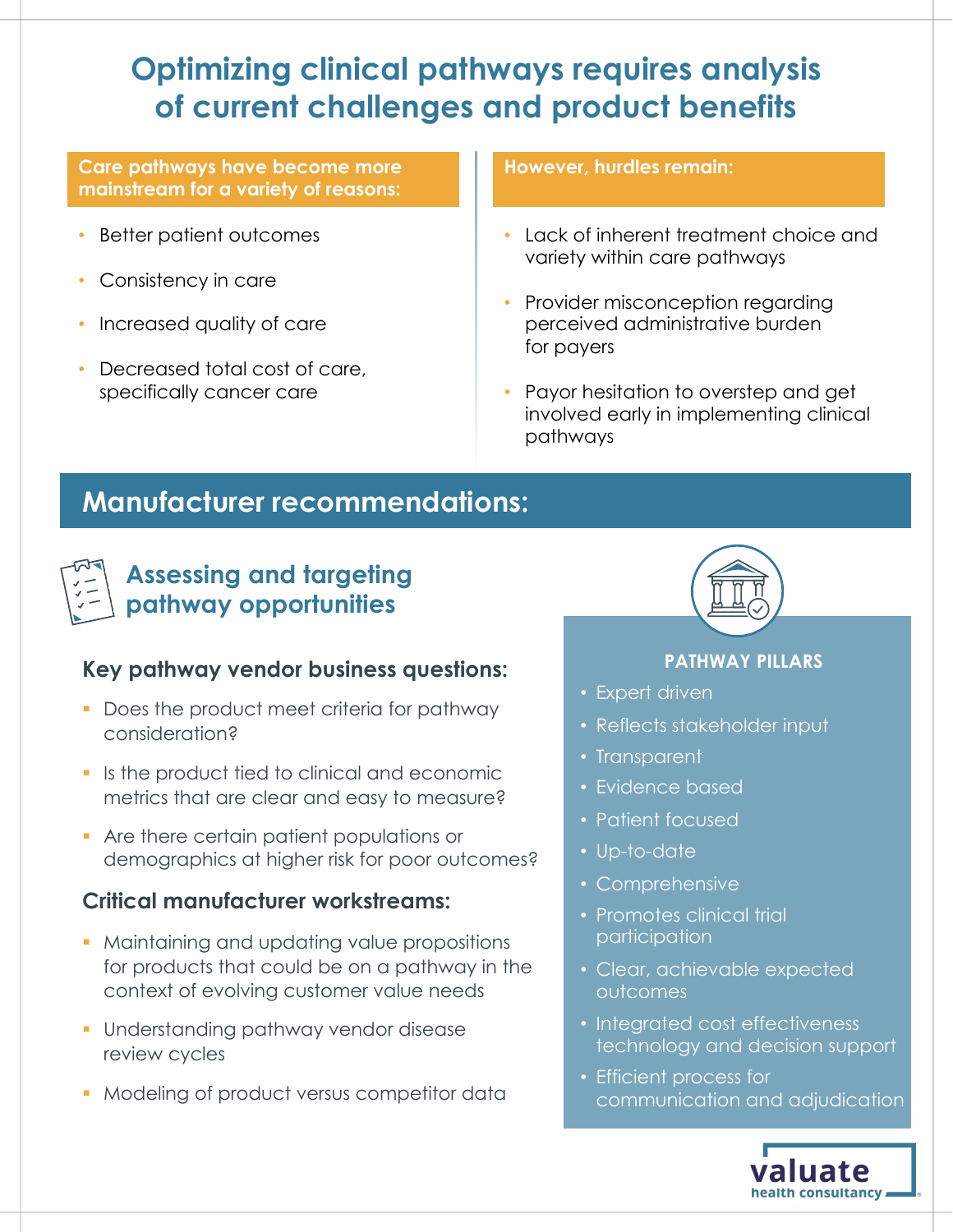# Optimizing clinical pathways requires analysis of current challenges and product benefits

**Care pathways have become more mainstream for a variety of reasons:**

- Better patient outcomes
- Consistency in care
- Increased quality of care
- Decreased total cost of care, specifically cancer care

**However, hurdles remain:**

- Lack of inherent treatment choice and variety within care pathways
- Provider misconception regarding perceived administrative burden for payers
- Payor hesitation to overstep and get involved early in implementing clinical pathways

## Manufacturer recommendations:

### Assessing and targeting pathway opportunities

**Key pathway vendor business questions:**

- Does the product meet criteria for pathway consideration?
- Is the product tied to clinical and economic metrics that are clear and easy to measure?
- Are there certain patient populations or demographics at higher risk for poor outcomes?

**Critical manufacturer workstreams:**

- Maintaining and updating value propositions for products that could be on a pathway in the context of evolving customer value needs
- Understanding pathway vendor disease review cycles
- Modeling of product versus competitor data

**PATHWAY PILLARS**

- Expert driven
- Reflects stakeholder input
- Transparent
- Evidence based
- Patient focused
- Up-to-date
- Comprehensive
- Promotes clinical trial participation
- Clear, achievable expected outcomes
- Integrated cost effectiveness technology and decision support
- Efficient process for communication and adjudication

valuate health consultancy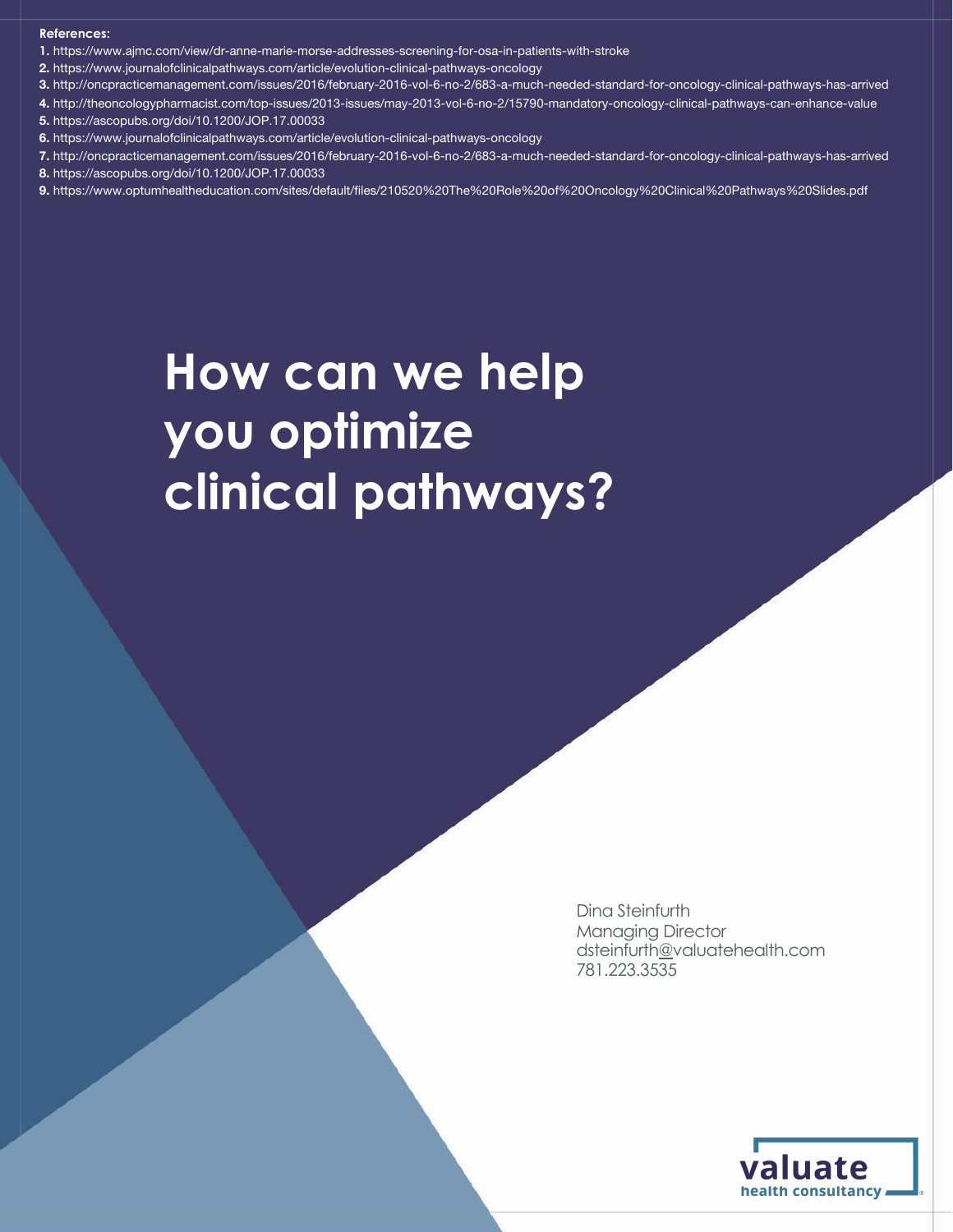**References:**

1. https://www.ajmc.com/view/dr-anne-marie-morse-addresses-screening-for-osa-in-patients-with-stroke
2. https://www.journalofclinicalpathways.com/article/evolution-clinical-pathways-oncology
3. http://oncpracticemanagement.com/issues/2016/february-2016-vol-6-no-2/683-a-much-needed-standard-for-oncology-clinical-pathways-has-arrived
4. http://theoncologypharmacist.com/top-issues/2013-issues/may-2013-vol-6-no-2/15790-mandatory-oncology-clinical-pathways-can-enhance-value
5. https://ascopubs.org/doi/10.1200/JOP.17.00033
6. https://www.journalofclinicalpathways.com/article/evolution-clinical-pathways-oncology
7. http://oncpracticemanagement.com/issues/2016/february-2016-vol-6-no-2/683-a-much-needed-standard-for-oncology-clinical-pathways-has-arrived
8. https://ascopubs.org/doi/10.1200/JOP.17.00033
9. https://www.optumhealtheducation.com/sites/default/files/210520%20The%20Role%20of%20Oncology%20Clinical%20Pathways%20Slides.pdf

# How can we help you optimize clinical pathways?

Dina Steinfurth
Managing Director
dsteinfurth@valuatehealth.com
781.223.3535

valuate
health consultancy